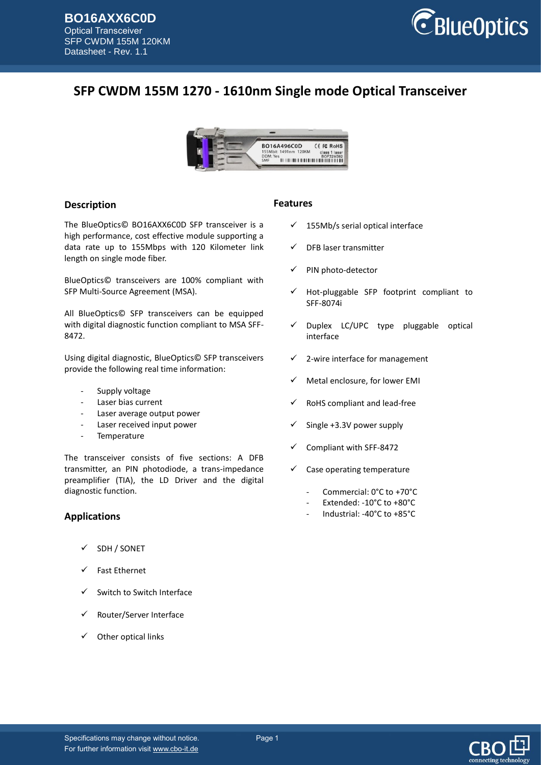# SFP CWDM 155M 1270 - 1610nm Single mode Optical Transceiver

## Description

The BlueOptics© BO16AXX6C0D SFP transceiver is a high performance, cost effective module supporting a data rate up to 155Mbps with 120 Kilometer link length on single mode fiber.

BlueOptics© transceivers are 100% compliant with SFP Multi-Source Agreement (MSA).

All BlueOptics© SFP transceivers can be equipped with digital diagnostic function compliant to MSA SFF-8472.

Using digital diagnostic, BlueOptics© SFP transceivers provide the following real time information:

- Supply voltage
- Laser bias current
- Laser average output power
- Laser received input power
- Temperature

The transceiver consists of five sections: A DFB transmitter, an PIN photodiode, a trans-impedance preamplifier (TIA), the LD Driver and the digital diagnostic function.

## Applications

- ✓ SDH / SONET
- ✓ Fast Ethernet
- ✓ Switch to Switch Interface
- ✓ Router/Server Interface
- ✓ Other optical links

## Features

- ✓ 155Mb/s serial optical interface
- ✓ DFB laser transmitter
- ✓ PIN photo-detector
- ✓ Hot-pluggable SFP footprint compliant to SFF-8074i
- ✓ Duplex LC/UPC type pluggable optical interface
- ✓ 2-wire interface for management
- ✓ Metal enclosure, for lower EMI
- ✓ RoHS compliant and lead-free
- ✓ Single +3.3V power supply
- ✓ Compliant with SFF-8472
- ✓ Case operating temperature
  - Commercial: 0°C to +70°C
  - Extended: -10°C to +80°C
  - Industrial: -40°C to +85°C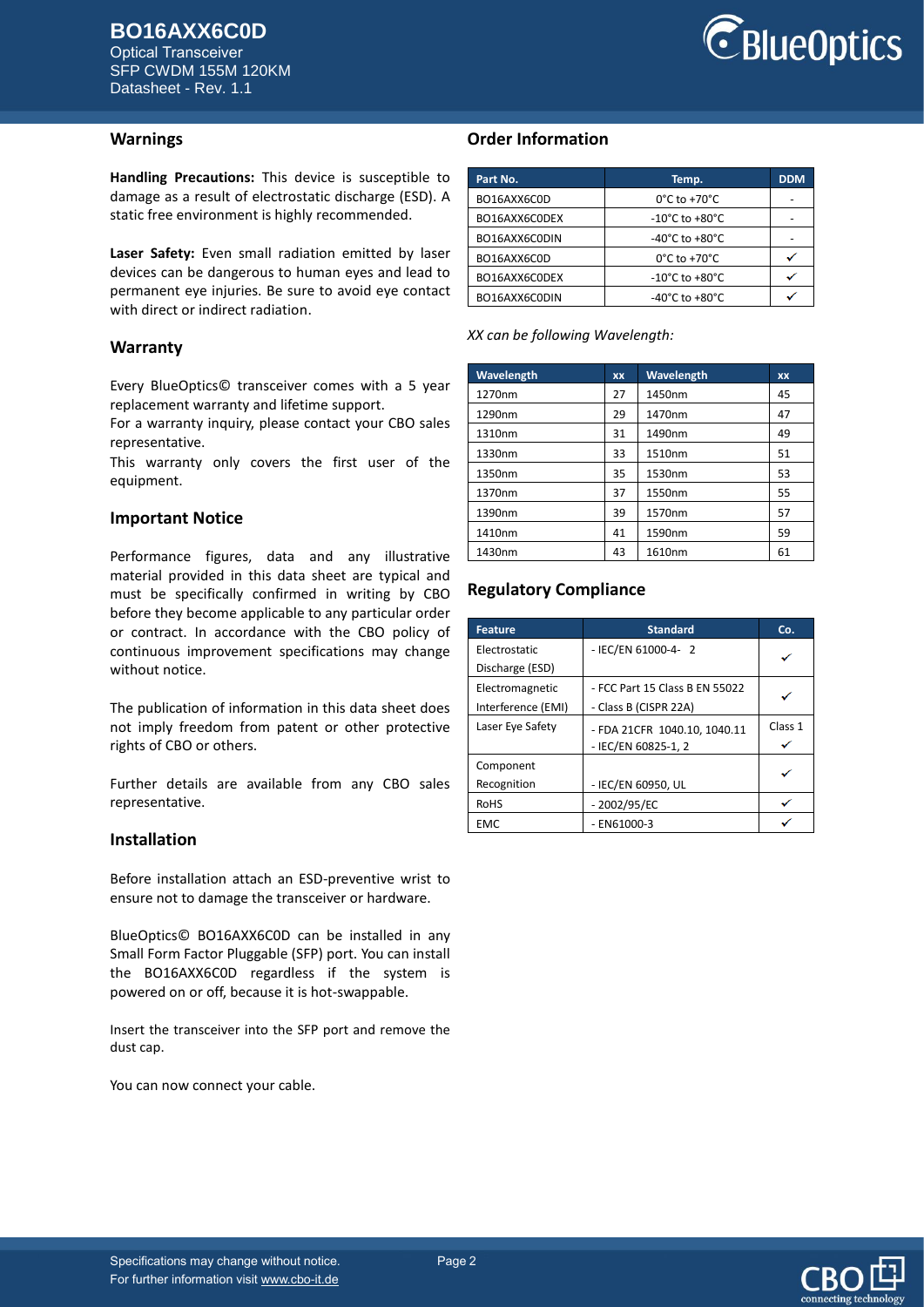## Warnings

**Handling Precautions:** This device is susceptible to damage as a result of electrostatic discharge (ESD). A static free environment is highly recommended.

**Laser Safety:** Even small radiation emitted by laser devices can be dangerous to human eyes and lead to permanent eye injuries. Be sure to avoid eye contact with direct or indirect radiation.

## Warranty

Every BlueOptics© transceiver comes with a 5 year replacement warranty and lifetime support.
For a warranty inquiry, please contact your CBO sales representative.
This warranty only covers the first user of the equipment.

## Important Notice

Performance figures, data and any illustrative material provided in this data sheet are typical and must be specifically confirmed in writing by CBO before they become applicable to any particular order or contract. In accordance with the CBO policy of continuous improvement specifications may change without notice.

The publication of information in this data sheet does not imply freedom from patent or other protective rights of CBO or others.

Further details are available from any CBO sales representative.

## Installation

Before installation attach an ESD-preventive wrist to ensure not to damage the transceiver or hardware.

BlueOptics© BO16AXX6C0D can be installed in any Small Form Factor Pluggable (SFP) port. You can install the BO16AXX6C0D regardless if the system is powered on or off, because it is hot-swappable.

Insert the transceiver into the SFP port and remove the dust cap.

You can now connect your cable.

## Order Information

| Part No. | Temp. | DDM |
|---|---|---|
| BO16AXX6C0D | 0°C to +70°C | - |
| BO16AXX6C0DEX | -10°C to +80°C | - |
| BO16AXX6C0DIN | -40°C to +80°C | - |
| BO16AXX6C0D | 0°C to +70°C | ✓ |
| BO16AXX6C0DEX | -10°C to +80°C | ✓ |
| BO16AXX6C0DIN | -40°C to +80°C | ✓ |

*XX can be following Wavelength:*

| Wavelength | xx | Wavelength | xx |
|---|---|---|---|
| 1270nm | 27 | 1450nm | 45 |
| 1290nm | 29 | 1470nm | 47 |
| 1310nm | 31 | 1490nm | 49 |
| 1330nm | 33 | 1510nm | 51 |
| 1350nm | 35 | 1530nm | 53 |
| 1370nm | 37 | 1550nm | 55 |
| 1390nm | 39 | 1570nm | 57 |
| 1410nm | 41 | 1590nm | 59 |
| 1430nm | 43 | 1610nm | 61 |

## Regulatory Compliance

| Feature | Standard | Co. |
|---|---|---|
| Electrostatic Discharge (ESD) | - IEC/EN 61000-4- 2 | ✓ |
| Electromagnetic Interference (EMI) | - FCC Part 15 Class B EN 55022<br>- Class B (CISPR 22A) | ✓ |
| Laser Eye Safety | - FDA 21CFR 1040.10, 1040.11<br>- IEC/EN 60825-1, 2 | Class 1 ✓ |
| Component Recognition | - IEC/EN 60950, UL | ✓ |
| RoHS | - 2002/95/EC | ✓ |
| EMC | - EN61000-3 | ✓ |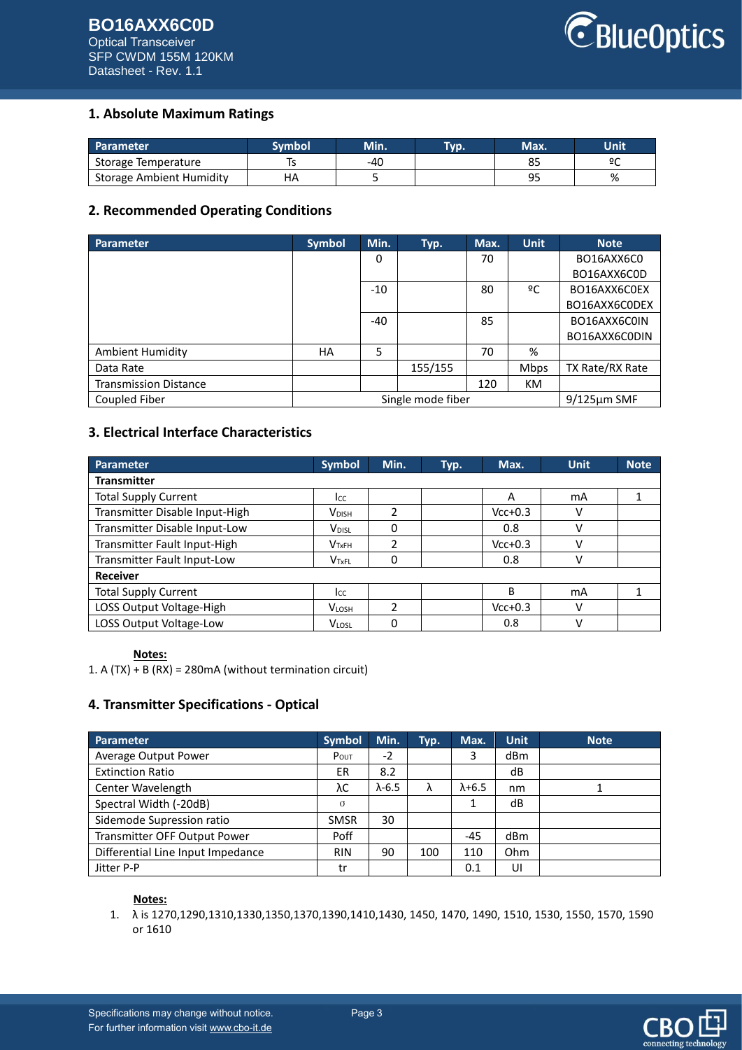## 1. Absolute Maximum Ratings

| Parameter | Symbol | Min. | Typ. | Max. | Unit |
|---|---|---|---|---|---|
| Storage Temperature | Ts | -40 | | 85 | ºC |
| Storage Ambient Humidity | HA | 5 | | 95 | % |

## 2. Recommended Operating Conditions

| Parameter | Symbol | Min. | Typ. | Max. | Unit | Note |
|---|---|---|---|---|---|---|
| | | 0 | | 70 | | BO16AXX6C0 BO16AXX6C0D |
| | | -10 | | 80 | ºC | BO16AXX6C0EX BO16AXX6C0DEX |
| | | -40 | | 85 | | BO16AXX6C0IN BO16AXX6C0DIN |
| Ambient Humidity | HA | 5 | | 70 | % | |
| Data Rate | | | 155/155 | | Mbps | TX Rate/RX Rate |
| Transmission Distance | | | | 120 | KM | |
| Coupled Fiber | Single mode fiber | | | | | 9/125µm SMF |

## 3. Electrical Interface Characteristics

| Parameter | Symbol | Min. | Typ. | Max. | Unit | Note |
|---|---|---|---|---|---|---|
| **Transmitter** | | | | | | |
| Total Supply Current | $I_{CC}$ | | | A | mA | 1 |
| Transmitter Disable Input-High | $V_{DISH}$ | 2 | | Vcc+0.3 | V | |
| Transmitter Disable Input-Low | $V_{DISL}$ | 0 | | 0.8 | V | |
| Transmitter Fault Input-High | $V_{TxFH}$ | 2 | | Vcc+0.3 | V | |
| Transmitter Fault Input-Low | $V_{TxFL}$ | 0 | | 0.8 | V | |
| **Receiver** | | | | | | |
| Total Supply Current | $I_{CC}$ | | | B | mA | 1 |
| LOSS Output Voltage-High | $V_{LOSH}$ | 2 | | Vcc+0.3 | V | |
| LOSS Output Voltage-Low | $V_{LOSL}$ | 0 | | 0.8 | V | |

**Notes:**

1. A (TX) + B (RX) = 280mA (without termination circuit)

## 4. Transmitter Specifications - Optical

| Parameter | Symbol | Min. | Typ. | Max. | Unit | Note |
|---|---|---|---|---|---|---|
| Average Output Power | $P_{OUT}$ | -2 | | 3 | dBm | |
| Extinction Ratio | ER | 8.2 | | | dB | |
| Center Wavelength | λC | λ-6.5 | λ | λ+6.5 | nm | 1 |
| Spectral Width (-20dB) | σ | | | 1 | dB | |
| Sidemode Supression ratio | SMSR | 30 | | | | |
| Transmitter OFF Output Power | Poff | | | -45 | dBm | |
| Differential Line Input Impedance | RIN | 90 | 100 | 110 | Ohm | |
| Jitter P-P | tr | | | 0.1 | UI | |

**Notes:**

1. λ is 1270,1290,1310,1330,1350,1370,1390,1410,1430, 1450, 1470, 1490, 1510, 1530, 1550, 1570, 1590 or 1610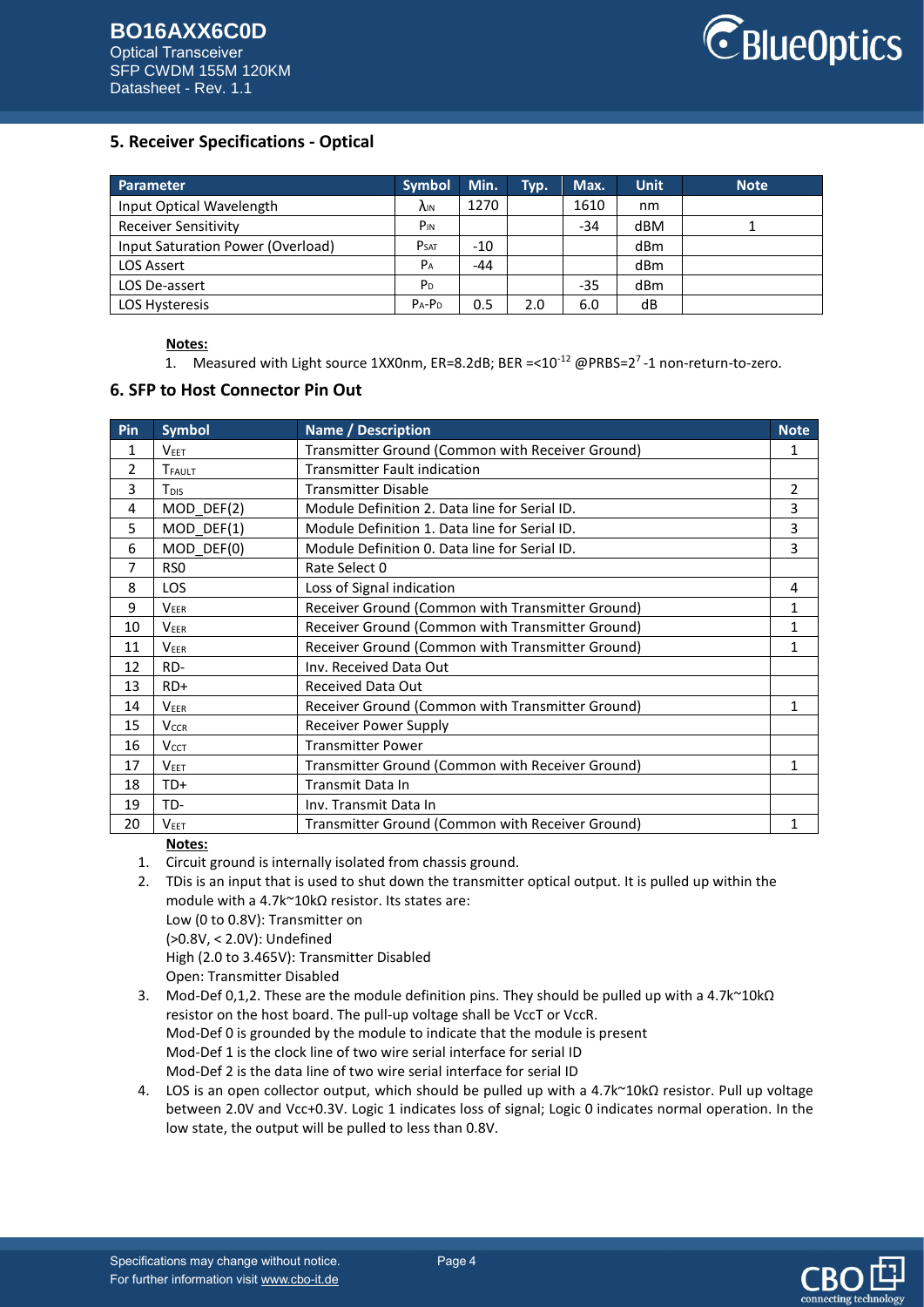## 5. Receiver Specifications - Optical

| Parameter | Symbol | Min. | Typ. | Max. | Unit | Note |
| --- | --- | --- | --- | --- | --- | --- |
| Input Optical Wavelength | $\lambda_{IN}$ | 1270 | | 1610 | nm | |
| Receiver Sensitivity | $P_{IN}$ | | | -34 | dBM | 1 |
| Input Saturation Power (Overload) | $P_{SAT}$ | -10 | | | dBm | |
| LOS Assert | $P_A$ | -44 | | | dBm | |
| LOS De-assert | $P_D$ | | | -35 | dBm | |
| LOS Hysteresis | $P_A$-$P_D$ | 0.5 | 2.0 | 6.0 | dB | |

**Notes:**

1. Measured with Light source 1XX0nm, ER=8.2dB; BER =<$10^{-12}$ @PRBS=$2^7$-1 non-return-to-zero.

## 6. SFP to Host Connector Pin Out

| Pin | Symbol | Name / Description | Note |
| --- | --- | --- | --- |
| 1 | $V_{EET}$ | Transmitter Ground (Common with Receiver Ground) | 1 |
| 2 | $T_{FAULT}$ | Transmitter Fault indication | |
| 3 | $T_{DIS}$ | Transmitter Disable | 2 |
| 4 | MOD_DEF(2) | Module Definition 2. Data line for Serial ID. | 3 |
| 5 | MOD_DEF(1) | Module Definition 1. Data line for Serial ID. | 3 |
| 6 | MOD_DEF(0) | Module Definition 0. Data line for Serial ID. | 3 |
| 7 | RS0 | Rate Select 0 | |
| 8 | LOS | Loss of Signal indication | 4 |
| 9 | $V_{EER}$ | Receiver Ground (Common with Transmitter Ground) | 1 |
| 10 | $V_{EER}$ | Receiver Ground (Common with Transmitter Ground) | 1 |
| 11 | $V_{EER}$ | Receiver Ground (Common with Transmitter Ground) | 1 |
| 12 | RD- | Inv. Received Data Out | |
| 13 | RD+ | Received Data Out | |
| 14 | $V_{EER}$ | Receiver Ground (Common with Transmitter Ground) | 1 |
| 15 | $V_{CCR}$ | Receiver Power Supply | |
| 16 | $V_{CCT}$ | Transmitter Power | |
| 17 | $V_{EET}$ | Transmitter Ground (Common with Receiver Ground) | 1 |
| 18 | TD+ | Transmit Data In | |
| 19 | TD- | Inv. Transmit Data In | |
| 20 | $V_{EET}$ | Transmitter Ground (Common with Receiver Ground) | 1 |

**Notes:**

1. Circuit ground is internally isolated from chassis ground.
2. TDis is an input that is used to shut down the transmitter optical output. It is pulled up within the module with a 4.7k~10kΩ resistor. Its states are:
   Low (0 to 0.8V): Transmitter on
   (>0.8V, < 2.0V): Undefined
   High (2.0 to 3.465V): Transmitter Disabled
   Open: Transmitter Disabled
3. Mod-Def 0,1,2. These are the module definition pins. They should be pulled up with a 4.7k~10kΩ resistor on the host board. The pull-up voltage shall be VccT or VccR.
   Mod-Def 0 is grounded by the module to indicate that the module is present
   Mod-Def 1 is the clock line of two wire serial interface for serial ID
   Mod-Def 2 is the data line of two wire serial interface for serial ID
4. LOS is an open collector output, which should be pulled up with a 4.7k~10kΩ resistor. Pull up voltage between 2.0V and Vcc+0.3V. Logic 1 indicates loss of signal; Logic 0 indicates normal operation. In the low state, the output will be pulled to less than 0.8V.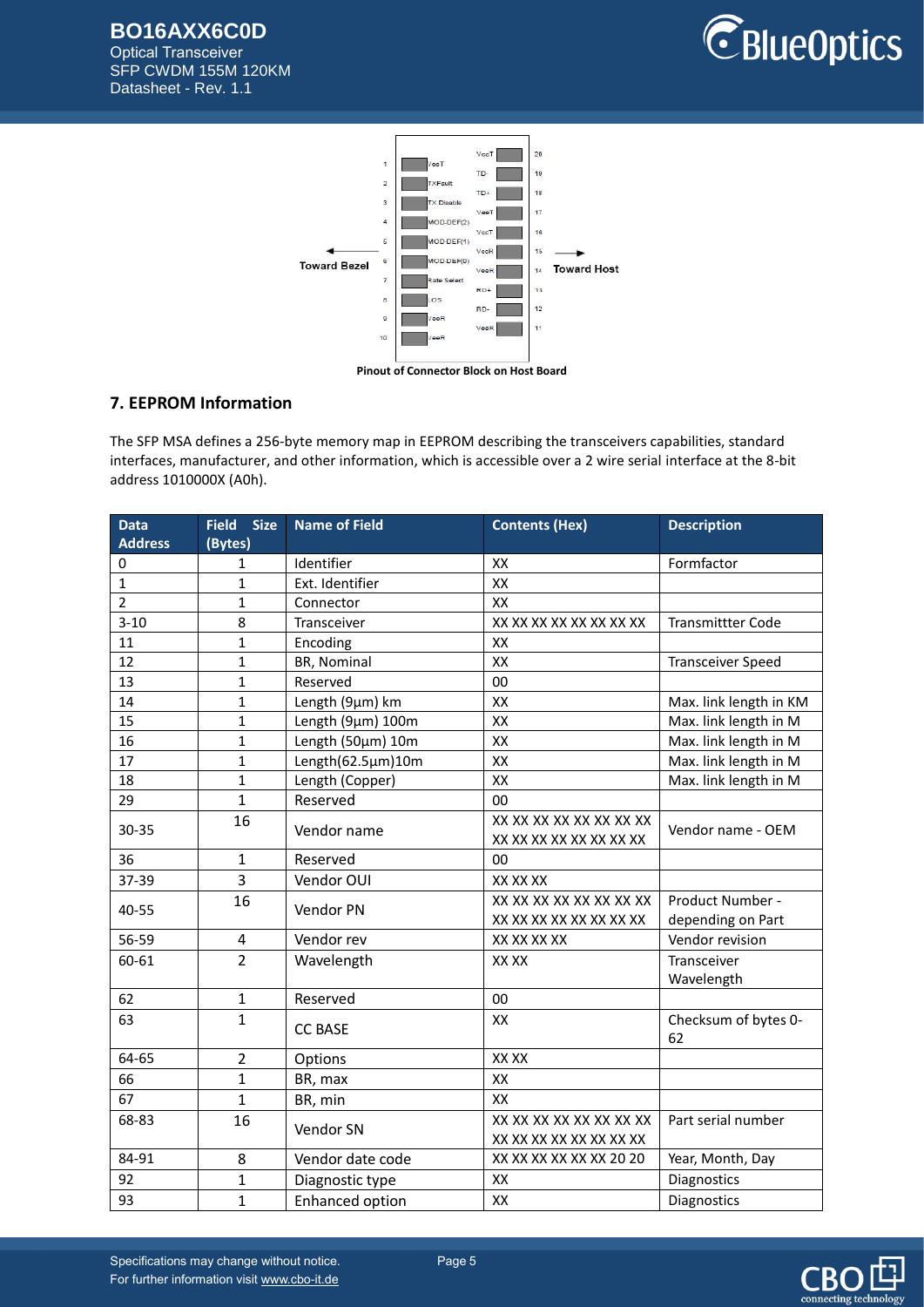Pinout of Connector Block on Host Board

## 7. EEPROM Information

The SFP MSA defines a 256-byte memory map in EEPROM describing the transceivers capabilities, standard interfaces, manufacturer, and other information, which is accessible over a 2 wire serial interface at the 8-bit address 1010000X (A0h).

| Data Address | Field Size (Bytes) | Name of Field | Contents (Hex) | Description |
|---|---|---|---|---|
| 0 | 1 | Identifier | XX | Formfactor |
| 1 | 1 | Ext. Identifier | XX | |
| 2 | 1 | Connector | XX | |
| 3-10 | 8 | Transceiver | XX XX XX XX XX XX XX XX | Transmittter Code |
| 11 | 1 | Encoding | XX | |
| 12 | 1 | BR, Nominal | XX | Transceiver Speed |
| 13 | 1 | Reserved | 00 | |
| 14 | 1 | Length (9µm) km | XX | Max. link length in KM |
| 15 | 1 | Length (9µm) 100m | XX | Max. link length in M |
| 16 | 1 | Length (50µm) 10m | XX | Max. link length in M |
| 17 | 1 | Length(62.5µm)10m | XX | Max. link length in M |
| 18 | 1 | Length (Copper) | XX | Max. link length in M |
| 29 | 1 | Reserved | 00 | |
| 30-35 | 16 | Vendor name | XX XX XX XX XX XX XX XX XX XX XX XX XX XX XX XX | Vendor name - OEM |
| 36 | 1 | Reserved | 00 | |
| 37-39 | 3 | Vendor OUI | XX XX XX | |
| 40-55 | 16 | Vendor PN | XX XX XX XX XX XX XX XX XX XX XX XX XX XX XX XX | Product Number - depending on Part |
| 56-59 | 4 | Vendor rev | XX XX XX XX | Vendor revision |
| 60-61 | 2 | Wavelength | XX XX | Transceiver Wavelength |
| 62 | 1 | Reserved | 00 | |
| 63 | 1 | CC BASE | XX | Checksum of bytes 0-62 |
| 64-65 | 2 | Options | XX XX | |
| 66 | 1 | BR, max | XX | |
| 67 | 1 | BR, min | XX | |
| 68-83 | 16 | Vendor SN | XX XX XX XX XX XX XX XX XX XX XX XX XX XX XX XX | Part serial number |
| 84-91 | 8 | Vendor date code | XX XX XX XX XX XX 20 20 | Year, Month, Day |
| 92 | 1 | Diagnostic type | XX | Diagnostics |
| 93 | 1 | Enhanced option | XX | Diagnostics |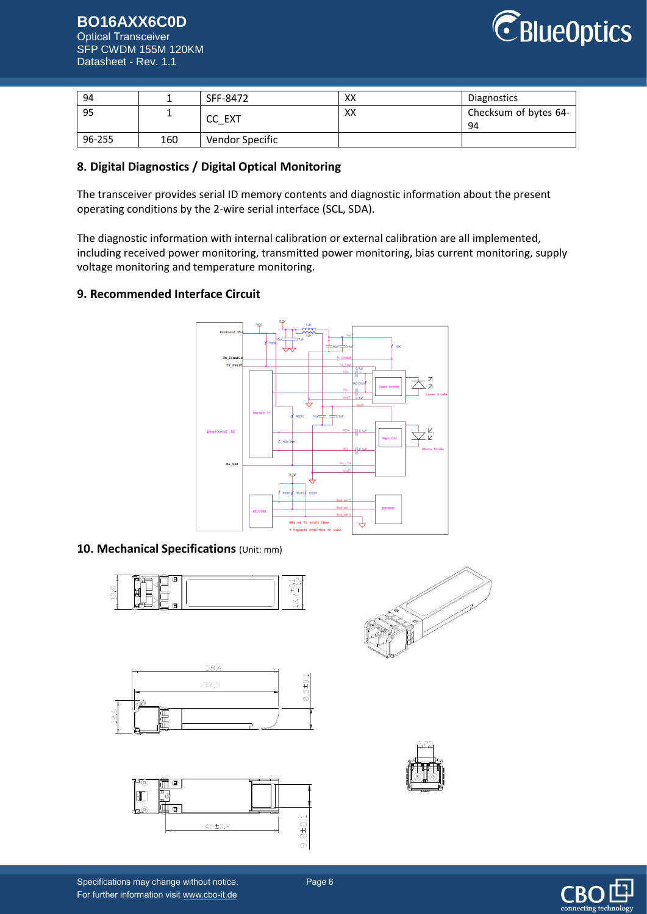| | | | | |
|---|---|---|---|---|
| 94 | 1 | SFF-8472 | XX | Diagnostics |
| 95 | 1 | CC_EXT | XX | Checksum of bytes 64-94 |
| 96-255 | 160 | Vendor Specific | | |

## 8. Digital Diagnostics / Digital Optical Monitoring

The transceiver provides serial ID memory contents and diagnostic information about the present operating conditions by the 2-wire serial interface (SCL, SDA).

The diagnostic information with internal calibration or external calibration are all implemented, including received power monitoring, transmitted power monitoring, bias current monitoring, supply voltage monitoring and temperature monitoring.

## 9. Recommended Interface Circuit

## 10. Mechanical Specifications (Unit: mm)